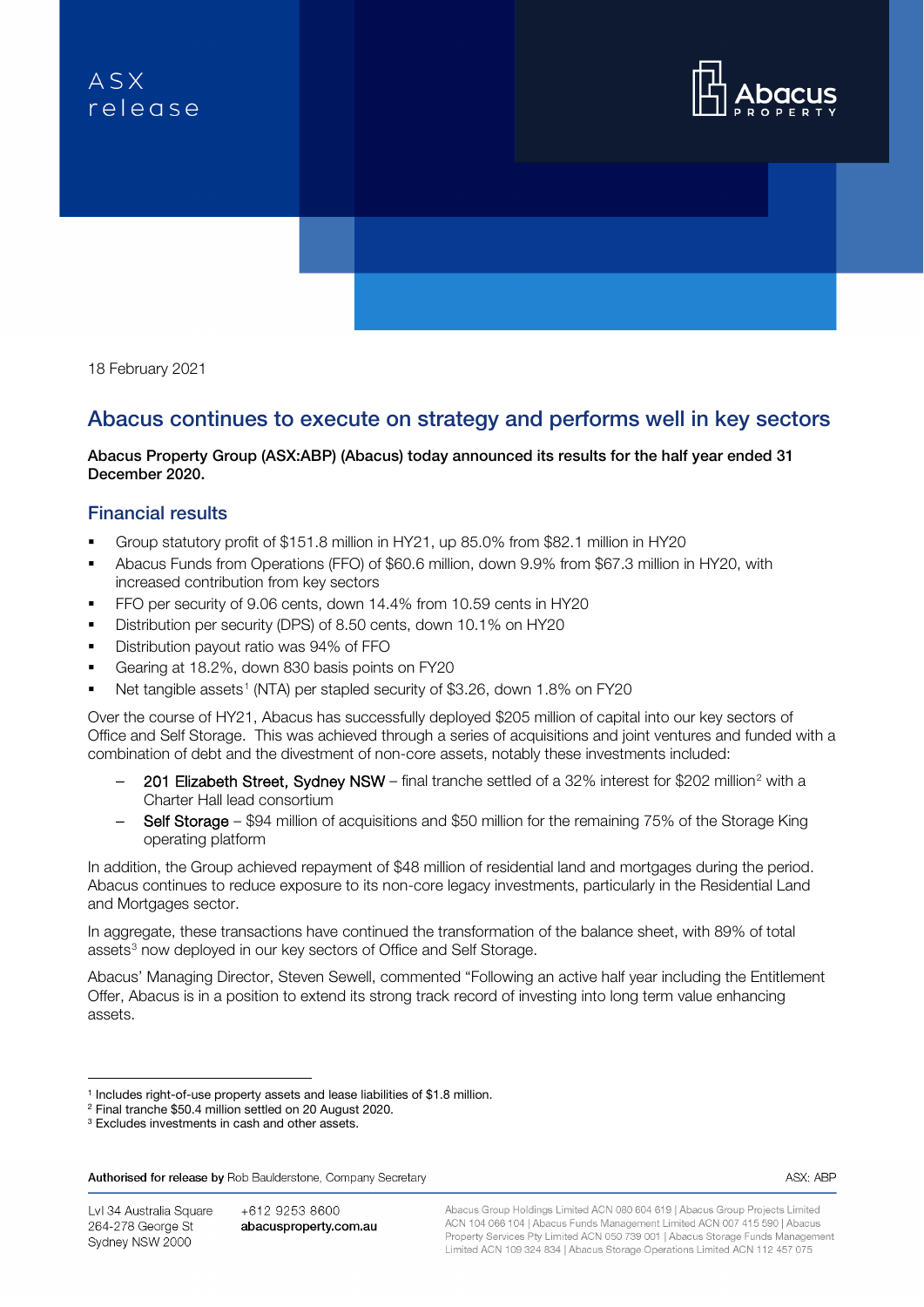ASX release

18 February 2021

# Abacus continues to execute on strategy and performs well in key sectors

**Abacus Property Group (ASX:ABP) (Abacus) today announced its results for the half year ended 31 December 2020.**

## Financial results

- Group statutory profit of $151.8 million in HY21, up 85.0% from $82.1 million in HY20
- Abacus Funds from Operations (FFO) of $60.6 million, down 9.9% from $67.3 million in HY20, with increased contribution from key sectors
- FFO per security of 9.06 cents, down 14.4% from 10.59 cents in HY20
- Distribution per security (DPS) of 8.50 cents, down 10.1% on HY20
- Distribution payout ratio was 94% of FFO
- Gearing at 18.2%, down 830 basis points on FY20
- Net tangible assets[1] (NTA) per stapled security of $3.26, down 1.8% on FY20

Over the course of HY21, Abacus has successfully deployed $205 million of capital into our key sectors of Office and Self Storage. This was achieved through a series of acquisitions and joint ventures and funded with a combination of debt and the divestment of non-core assets, notably these investments included:

- 201 Elizabeth Street, Sydney NSW – final tranche settled of a 32% interest for $202 million[2] with a Charter Hall lead consortium
- Self Storage – $94 million of acquisitions and $50 million for the remaining 75% of the Storage King operating platform

In addition, the Group achieved repayment of $48 million of residential land and mortgages during the period. Abacus continues to reduce exposure to its non-core legacy investments, particularly in the Residential Land and Mortgages sector.

In aggregate, these transactions have continued the transformation of the balance sheet, with 89% of total assets[3] now deployed in our key sectors of Office and Self Storage.

Abacus' Managing Director, Steven Sewell, commented "Following an active half year including the Entitlement Offer, Abacus is in a position to extend its strong track record of investing into long term value enhancing assets.

---

[1] Includes right-of-use property assets and lease liabilities of $1.8 million.
[2] Final tranche $50.4 million settled on 20 August 2020.
[3] Excludes investments in cash and other assets.

**Authorised for release by** Rob Baulderstone, Company Secretary

ASX: ABP

Lvl 34 Australia Square
264-278 George St
Sydney NSW 2000

+612 9253 8600
**abacusproperty.com.au**

Abacus Group Holdings Limited ACN 080 604 619 | Abacus Group Projects Limited ACN 104 066 104 | Abacus Funds Management Limited ACN 007 415 590 | Abacus Property Services Pty Limited ACN 050 739 001 | Abacus Storage Funds Management Limited ACN 109 324 834 | Abacus Storage Operations Limited ACN 112 457 075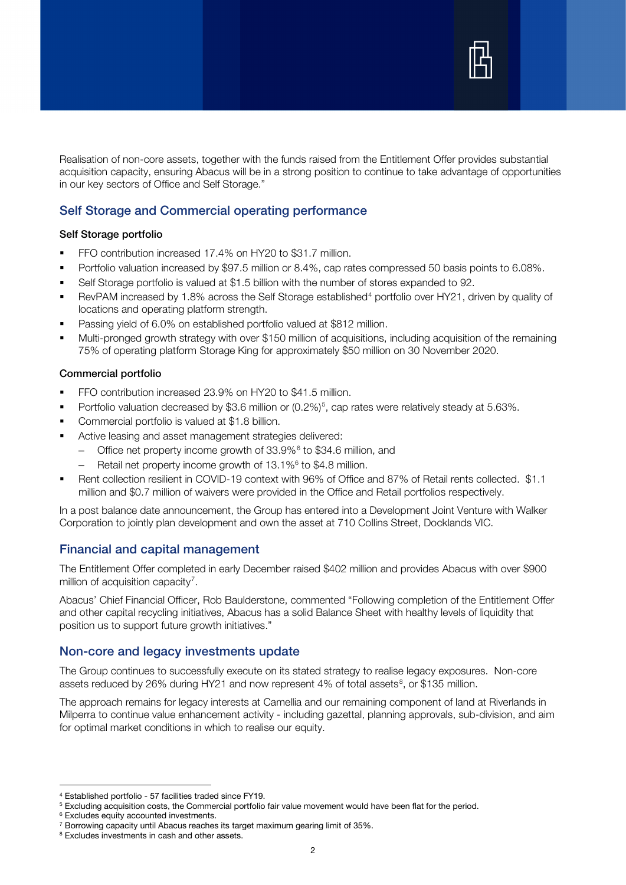Realisation of non-core assets, together with the funds raised from the Entitlement Offer provides substantial acquisition capacity, ensuring Abacus will be in a strong position to continue to take advantage of opportunities in our key sectors of Office and Self Storage."

## Self Storage and Commercial operating performance

**Self Storage portfolio**

- FFO contribution increased 17.4% on HY20 to $31.7 million.
- Portfolio valuation increased by $97.5 million or 8.4%, cap rates compressed 50 basis points to 6.08%.
- Self Storage portfolio is valued at $1.5 billion with the number of stores expanded to 92.
- RevPAM increased by 1.8% across the Self Storage established[4] portfolio over HY21, driven by quality of locations and operating platform strength.
- Passing yield of 6.0% on established portfolio valued at $812 million.
- Multi-pronged growth strategy with over $150 million of acquisitions, including acquisition of the remaining 75% of operating platform Storage King for approximately $50 million on 30 November 2020.

**Commercial portfolio**

- FFO contribution increased 23.9% on HY20 to $41.5 million.
- Portfolio valuation decreased by $3.6 million or (0.2%)[5], cap rates were relatively steady at 5.63%.
- Commercial portfolio is valued at $1.8 billion.
- Active leasing and asset management strategies delivered:
  - Office net property income growth of 33.9%[6] to $34.6 million, and
  - Retail net property income growth of 13.1%[6] to $4.8 million.
- Rent collection resilient in COVID-19 context with 96% of Office and 87% of Retail rents collected. $1.1 million and $0.7 million of waivers were provided in the Office and Retail portfolios respectively.

In a post balance date announcement, the Group has entered into a Development Joint Venture with Walker Corporation to jointly plan development and own the asset at 710 Collins Street, Docklands VIC.

## Financial and capital management

The Entitlement Offer completed in early December raised $402 million and provides Abacus with over $900 million of acquisition capacity[7].

Abacus' Chief Financial Officer, Rob Baulderstone, commented "Following completion of the Entitlement Offer and other capital recycling initiatives, Abacus has a solid Balance Sheet with healthy levels of liquidity that position us to support future growth initiatives."

## Non-core and legacy investments update

The Group continues to successfully execute on its stated strategy to realise legacy exposures. Non-core assets reduced by 26% during HY21 and now represent 4% of total assets[8], or $135 million.

The approach remains for legacy interests at Camellia and our remaining component of land at Riverlands in Milperra to continue value enhancement activity - including gazettal, planning approvals, sub-division, and aim for optimal market conditions in which to realise our equity.

---

[4] Established portfolio - 57 facilities traded since FY19.
[5] Excluding acquisition costs, the Commercial portfolio fair value movement would have been flat for the period.
[6] Excludes equity accounted investments.
[7] Borrowing capacity until Abacus reaches its target maximum gearing limit of 35%.
[8] Excludes investments in cash and other assets.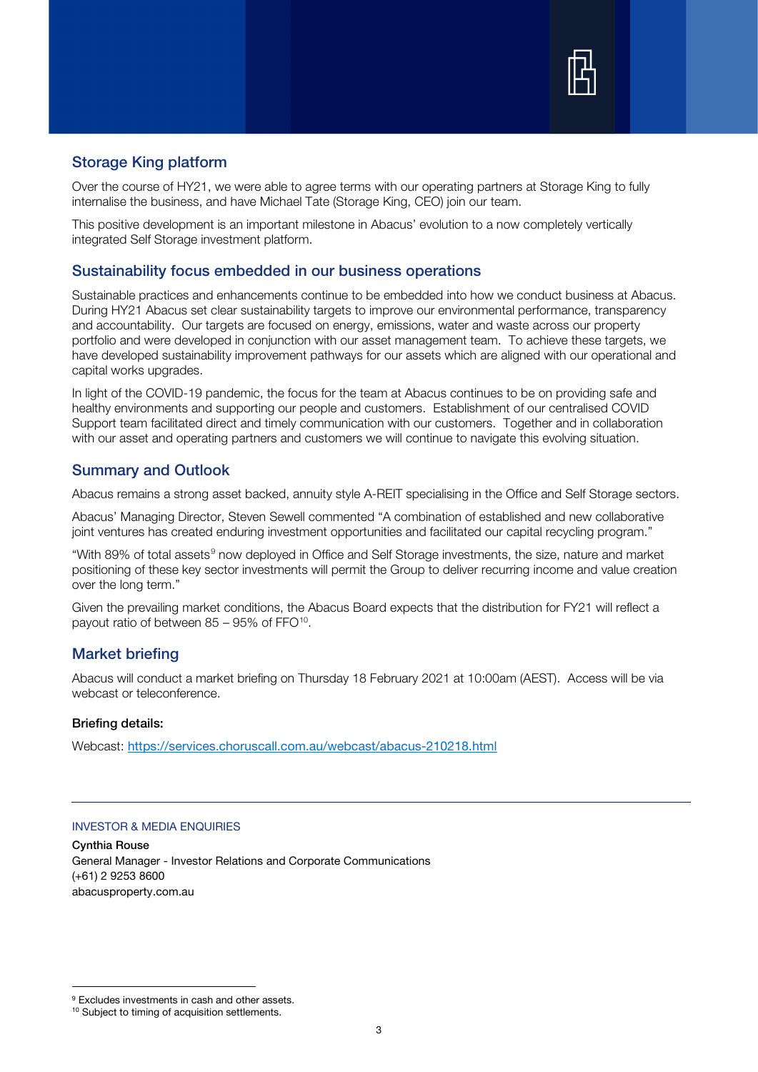## Storage King platform

Over the course of HY21, we were able to agree terms with our operating partners at Storage King to fully internalise the business, and have Michael Tate (Storage King, CEO) join our team.

This positive development is an important milestone in Abacus' evolution to a now completely vertically integrated Self Storage investment platform.

## Sustainability focus embedded in our business operations

Sustainable practices and enhancements continue to be embedded into how we conduct business at Abacus. During HY21 Abacus set clear sustainability targets to improve our environmental performance, transparency and accountability. Our targets are focused on energy, emissions, water and waste across our property portfolio and were developed in conjunction with our asset management team. To achieve these targets, we have developed sustainability improvement pathways for our assets which are aligned with our operational and capital works upgrades.

In light of the COVID-19 pandemic, the focus for the team at Abacus continues to be on providing safe and healthy environments and supporting our people and customers. Establishment of our centralised COVID Support team facilitated direct and timely communication with our customers. Together and in collaboration with our asset and operating partners and customers we will continue to navigate this evolving situation.

## Summary and Outlook

Abacus remains a strong asset backed, annuity style A-REIT specialising in the Office and Self Storage sectors.

Abacus' Managing Director, Steven Sewell commented "A combination of established and new collaborative joint ventures has created enduring investment opportunities and facilitated our capital recycling program."

"With 89% of total assets[9] now deployed in Office and Self Storage investments, the size, nature and market positioning of these key sector investments will permit the Group to deliver recurring income and value creation over the long term."

Given the prevailing market conditions, the Abacus Board expects that the distribution for FY21 will reflect a payout ratio of between 85 – 95% of FFO[10].

## Market briefing

Abacus will conduct a market briefing on Thursday 18 February 2021 at 10:00am (AEST). Access will be via webcast or teleconference.

**Briefing details:**

Webcast: https://services.choruscall.com.au/webcast/abacus-210218.html

---

INVESTOR & MEDIA ENQUIRIES

Cynthia Rouse
General Manager - Investor Relations and Corporate Communications
(+61) 2 9253 8600
abacusproperty.com.au

---

[9] Excludes investments in cash and other assets.
[10] Subject to timing of acquisition settlements.